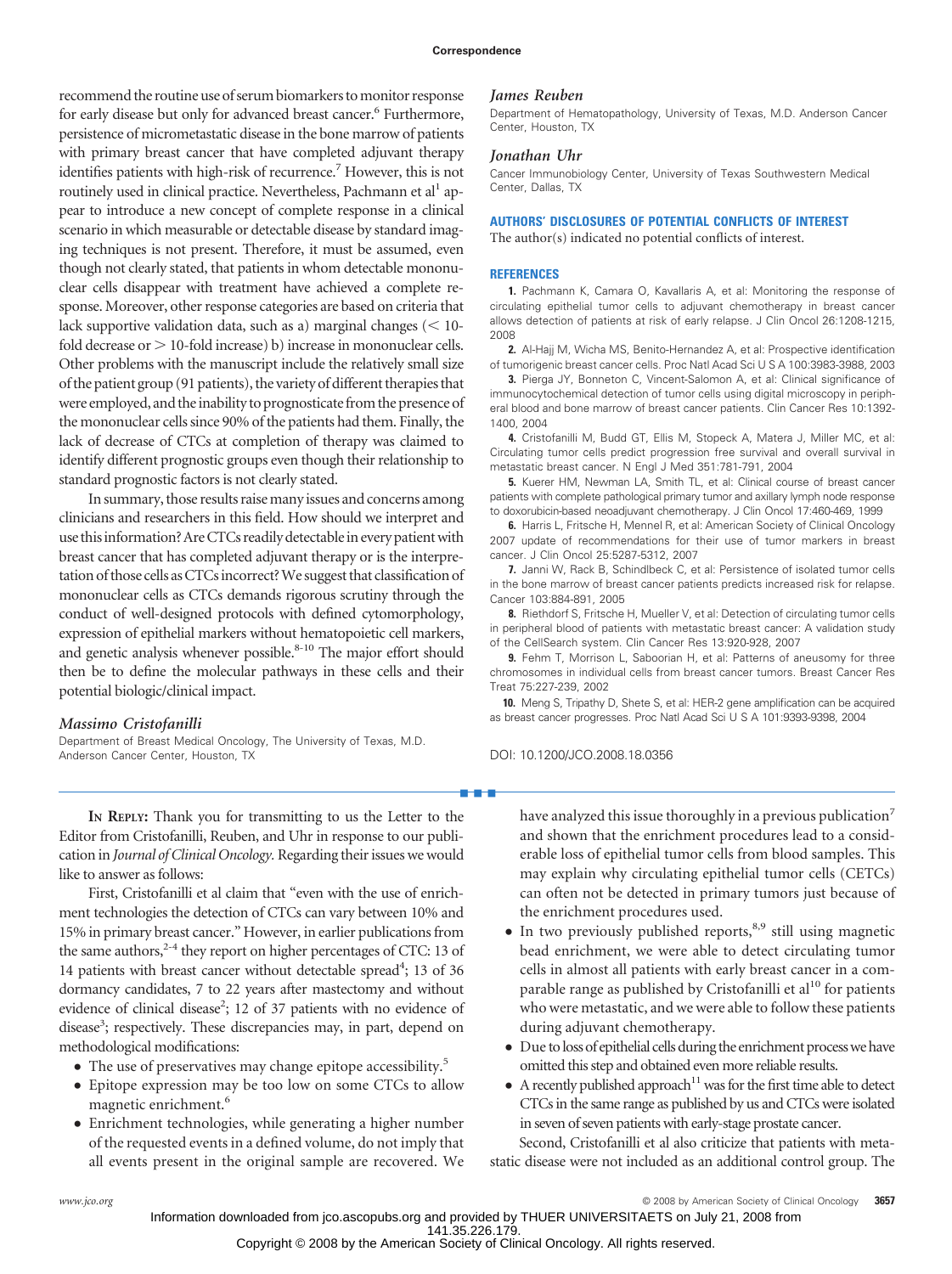recommend the routine use of serum biomarkers to monitor response for early disease but only for advanced breast cancer.[6] Furthermore, persistence of micrometastatic disease in the bone marrow of patients with primary breast cancer that have completed adjuvant therapy identifies patients with high-risk of recurrence.[7] However, this is not routinely used in clinical practice. Nevertheless, Pachmann et al[1] appear to introduce a new concept of complete response in a clinical scenario in which measurable or detectable disease by standard imaging techniques is not present. Therefore, it must be assumed, even though not clearly stated, that patients in whom detectable mononuclear cells disappear with treatment have achieved a complete response. Moreover, other response categories are based on criteria that lack supportive validation data, such as a) marginal changes (< 10-fold decrease or > 10-fold increase) b) increase in mononuclear cells. Other problems with the manuscript include the relatively small size of the patient group (91 patients), the variety of different therapies that were employed, and the inability to prognosticate from the presence of the mononuclear cells since 90% of the patients had them. Finally, the lack of decrease of CTCs at completion of therapy was claimed to identify different prognostic groups even though their relationship to standard prognostic factors is not clearly stated.

In summary, those results raise many issues and concerns among clinicians and researchers in this field. How should we interpret and use this information? Are CTCs readily detectable in every patient with breast cancer that has completed adjuvant therapy or is the interpretation of those cells as CTCs incorrect? We suggest that classification of mononuclear cells as CTCs demands rigorous scrutiny through the conduct of well-designed protocols with defined cytomorphology, expression of epithelial markers without hematopoietic cell markers, and genetic analysis whenever possible.[8-10] The major effort should then be to define the molecular pathways in these cells and their potential biologic/clinical impact.

*Massimo Cristofanilli*
Department of Breast Medical Oncology, The University of Texas, M.D. Anderson Cancer Center, Houston, TX

*James Reuben*
Department of Hematopathology, University of Texas, M.D. Anderson Cancer Center, Houston, TX

*Jonathan Uhr*
Cancer Immunobiology Center, University of Texas Southwestern Medical Center, Dallas, TX

## AUTHORS' DISCLOSURES OF POTENTIAL CONFLICTS OF INTEREST

The author(s) indicated no potential conflicts of interest.

## REFERENCES

1. Pachmann K, Camara O, Kavallaris A, et al: Monitoring the response of circulating epithelial tumor cells to adjuvant chemotherapy in breast cancer allows detection of patients at risk of early relapse. J Clin Oncol 26:1208-1215, 2008

2. Al-Hajj M, Wicha MS, Benito-Hernandez A, et al: Prospective identification of tumorigenic breast cancer cells. Proc Natl Acad Sci U S A 100:3983-3988, 2003

3. Pierga JY, Bonneton C, Vincent-Salomon A, et al: Clinical significance of immunocytochemical detection of tumor cells using digital microscopy in peripheral blood and bone marrow of breast cancer patients. Clin Cancer Res 10:1392-1400, 2004

4. Cristofanilli M, Budd GT, Ellis M, Stopeck A, Matera J, Miller MC, et al: Circulating tumor cells predict progression free survival and overall survival in metastatic breast cancer. N Engl J Med 351:781-791, 2004

5. Kuerer HM, Newman LA, Smith TL, et al: Clinical course of breast cancer patients with complete pathological primary tumor and axillary lymph node response to doxorubicin-based neoadjuvant chemotherapy. J Clin Oncol 17:460-469, 1999

6. Harris L, Fritsche H, Mennel R, et al: American Society of Clinical Oncology 2007 update of recommendations for their use of tumor markers in breast cancer. J Clin Oncol 25:5287-5312, 2007

7. Janni W, Rack B, Schindlbeck C, et al: Persistence of isolated tumor cells in the bone marrow of breast cancer patients predicts increased risk for relapse. Cancer 103:884-891, 2005

8. Riethdorf S, Fritsche H, Mueller V, et al: Detection of circulating tumor cells in peripheral blood of patients with metastatic breast cancer: A validation study of the CellSearch system. Clin Cancer Res 13:920-928, 2007

9. Fehm T, Morrison L, Saboorian H, et al: Patterns of aneusomy for three chromosomes in individual cells from breast cancer tumors. Breast Cancer Res Treat 75:227-239, 2002

10. Meng S, Tripathy D, Shete S, et al: HER-2 gene amplification can be acquired as breast cancer progresses. Proc Natl Acad Sci U S A 101:9393-9398, 2004

DOI: 10.1200/JCO.2008.18.0356

---

**In Reply:** Thank you for transmitting to us the Letter to the Editor from Cristofanilli, Reuben, and Uhr in response to our publication in *Journal of Clinical Oncology*. Regarding their issues we would like to answer as follows:

First, Cristofanilli et al claim that "even with the use of enrichment technologies the detection of CTCs can vary between 10% and 15% in primary breast cancer." However, in earlier publications from the same authors,[2-4] they report on higher percentages of CTC: 13 of 14 patients with breast cancer without detectable spread[4]; 13 of 36 dormancy candidates, 7 to 22 years after mastectomy and without evidence of clinical disease[2]; 12 of 37 patients with no evidence of disease[3]; respectively. These discrepancies may, in part, depend on methodological modifications:

- The use of preservatives may change epitope accessibility.[5]
- Epitope expression may be too low on some CTCs to allow magnetic enrichment.[6]
- Enrichment technologies, while generating a higher number of the requested events in a defined volume, do not imply that all events present in the original sample are recovered. We have analyzed this issue thoroughly in a previous publication[7] and shown that the enrichment procedures lead to a considerable loss of epithelial tumor cells from blood samples. This may explain why circulating epithelial tumor cells (CETCs) can often not be detected in primary tumors just because of the enrichment procedures used.
- In two previously published reports,[8,9] still using magnetic bead enrichment, we were able to detect circulating tumor cells in almost all patients with early breast cancer in a comparable range as published by Cristofanilli et al[10] for patients who were metastatic, and we were able to follow these patients during adjuvant chemotherapy.
- Due to loss of epithelial cells during the enrichment process we have omitted this step and obtained even more reliable results.
- A recently published approach[11] was for the first time able to detect CTCs in the same range as published by us and CTCs were isolated in seven of seven patients with early-stage prostate cancer.

Second, Cristofanilli et al also criticize that patients with metastatic disease were not included as an additional control group. The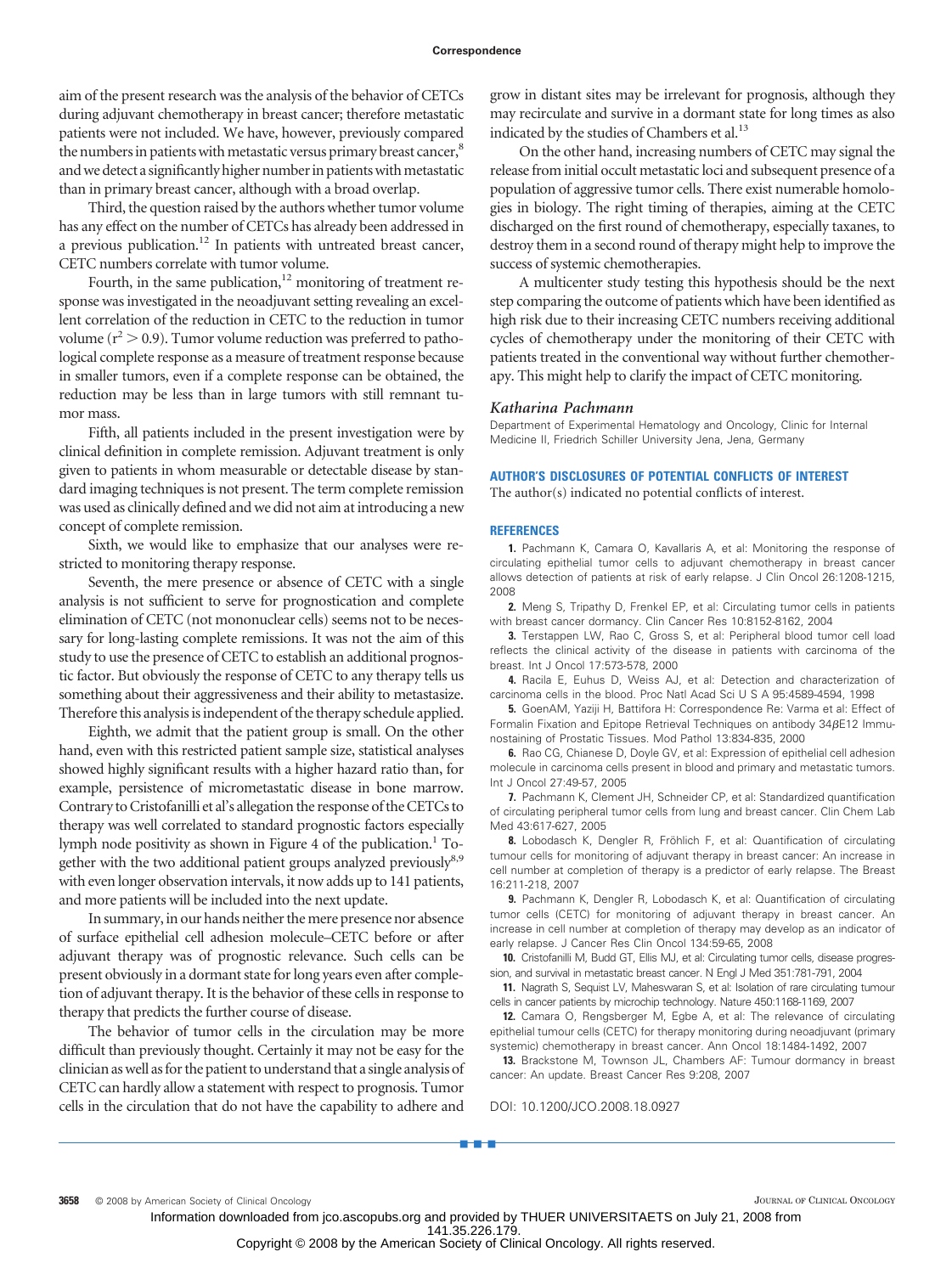aim of the present research was the analysis of the behavior of CETCs during adjuvant chemotherapy in breast cancer; therefore metastatic patients were not included. We have, however, previously compared the numbers in patients with metastatic versus primary breast cancer,[8] and we detect a significantly higher number in patients with metastatic than in primary breast cancer, although with a broad overlap.

Third, the question raised by the authors whether tumor volume has any effect on the number of CETCs has already been addressed in a previous publication.[12] In patients with untreated breast cancer, CETC numbers correlate with tumor volume.

Fourth, in the same publication,[12] monitoring of treatment response was investigated in the neoadjuvant setting revealing an excellent correlation of the reduction in CETC to the reduction in tumor volume ($r^2 > 0.9$). Tumor volume reduction was preferred to pathological complete response as a measure of treatment response because in smaller tumors, even if a complete response can be obtained, the reduction may be less than in large tumors with still remnant tumor mass.

Fifth, all patients included in the present investigation were by clinical definition in complete remission. Adjuvant treatment is only given to patients in whom measurable or detectable disease by standard imaging techniques is not present. The term complete remission was used as clinically defined and we did not aim at introducing a new concept of complete remission.

Sixth, we would like to emphasize that our analyses were restricted to monitoring therapy response.

Seventh, the mere presence or absence of CETC with a single analysis is not sufficient to serve for prognostication and complete elimination of CETC (not mononuclear cells) seems not to be necessary for long-lasting complete remissions. It was not the aim of this study to use the presence of CETC to establish an additional prognostic factor. But obviously the response of CETC to any therapy tells us something about their aggressiveness and their ability to metastasize. Therefore this analysis is independent of the therapy schedule applied.

Eighth, we admit that the patient group is small. On the other hand, even with this restricted patient sample size, statistical analyses showed highly significant results with a higher hazard ratio than, for example, persistence of micrometastatic disease in bone marrow. Contrary to Cristofanilli et al's allegation the response of the CETCs to therapy was well correlated to standard prognostic factors especially lymph node positivity as shown in Figure 4 of the publication.[1] Together with the two additional patient groups analyzed previously[8,9] with even longer observation intervals, it now adds up to 141 patients, and more patients will be included into the next update.

In summary, in our hands neither the mere presence nor absence of surface epithelial cell adhesion molecule–CETC before or after adjuvant therapy was of prognostic relevance. Such cells can be present obviously in a dormant state for long years even after completion of adjuvant therapy. It is the behavior of these cells in response to therapy that predicts the further course of disease.

The behavior of tumor cells in the circulation may be more difficult than previously thought. Certainly it may not be easy for the clinician as well as for the patient to understand that a single analysis of CETC can hardly allow a statement with respect to prognosis. Tumor cells in the circulation that do not have the capability to adhere and grow in distant sites may be irrelevant for prognosis, although they may recirculate and survive in a dormant state for long times as also indicated by the studies of Chambers et al.[13]

On the other hand, increasing numbers of CETC may signal the release from initial occult metastatic loci and subsequent presence of a population of aggressive tumor cells. There exist numerable homologies in biology. The right timing of therapies, aiming at the CETC discharged on the first round of chemotherapy, especially taxanes, to destroy them in a second round of therapy might help to improve the success of systemic chemotherapies.

A multicenter study testing this hypothesis should be the next step comparing the outcome of patients which have been identified as high risk due to their increasing CETC numbers receiving additional cycles of chemotherapy under the monitoring of their CETC with patients treated in the conventional way without further chemotherapy. This might help to clarify the impact of CETC monitoring.

*Katharina Pachmann*

Department of Experimental Hematology and Oncology, Clinic for Internal Medicine II, Friedrich Schiller University Jena, Jena, Germany

## AUTHOR'S DISCLOSURES OF POTENTIAL CONFLICTS OF INTEREST

The author(s) indicated no potential conflicts of interest.

## REFERENCES

**1.** Pachmann K, Camara O, Kavallaris A, et al: Monitoring the response of circulating epithelial tumor cells to adjuvant chemotherapy in breast cancer allows detection of patients at risk of early relapse. J Clin Oncol 26:1208-1215, 2008

**2.** Meng S, Tripathy D, Frenkel EP, et al: Circulating tumor cells in patients with breast cancer dormancy. Clin Cancer Res 10:8152-8162, 2004

**3.** Terstappen LW, Rao C, Gross S, et al: Peripheral blood tumor cell load reflects the clinical activity of the disease in patients with carcinoma of the breast. Int J Oncol 17:573-578, 2000

**4.** Racila E, Euhus D, Weiss AJ, et al: Detection and characterization of carcinoma cells in the blood. Proc Natl Acad Sci U S A 95:4589-4594, 1998

**5.** GoenAM, Yaziji H, Battifora H: Correspondence Re: Varma et al: Effect of Formalin Fixation and Epitope Retrieval Techniques on antibody 34βE12 Immunostaining of Prostatic Tissues. Mod Pathol 13:834-835, 2000

**6.** Rao CG, Chianese D, Doyle GV, et al: Expression of epithelial cell adhesion molecule in carcinoma cells present in blood and primary and metastatic tumors. Int J Oncol 27:49-57, 2005

**7.** Pachmann K, Clement JH, Schneider CP, et al: Standardized quantification of circulating peripheral tumor cells from lung and breast cancer. Clin Chem Lab Med 43:617-627, 2005

**8.** Lobodasch K, Dengler R, Fröhlich F, et al: Quantification of circulating tumour cells for monitoring of adjuvant therapy in breast cancer: An increase in cell number at completion of therapy is a predictor of early relapse. The Breast 16:211-218, 2007

**9.** Pachmann K, Dengler R, Lobodasch K, et al: Quantification of circulating tumor cells (CETC) for monitoring of adjuvant therapy in breast cancer. An increase in cell number at completion of therapy may develop as an indicator of early relapse. J Cancer Res Clin Oncol 134:59-65, 2008

**10.** Cristofanilli M, Budd GT, Ellis MJ, et al: Circulating tumor cells, disease progression, and survival in metastatic breast cancer. N Engl J Med 351:781-791, 2004

**11.** Nagrath S, Sequist LV, Maheswaran S, et al: Isolation of rare circulating tumour cells in cancer patients by microchip technology. Nature 450:1168-1169, 2007

**12.** Camara O, Rengsberger M, Egbe A, et al: The relevance of circulating epithelial tumour cells (CETC) for therapy monitoring during neoadjuvant (primary systemic) chemotherapy in breast cancer. Ann Oncol 18:1484-1492, 2007

**13.** Brackstone M, Townson JL, Chambers AF: Tumour dormancy in breast cancer: An update. Breast Cancer Res 9:208, 2007

DOI: 10.1200/JCO.2008.18.0927